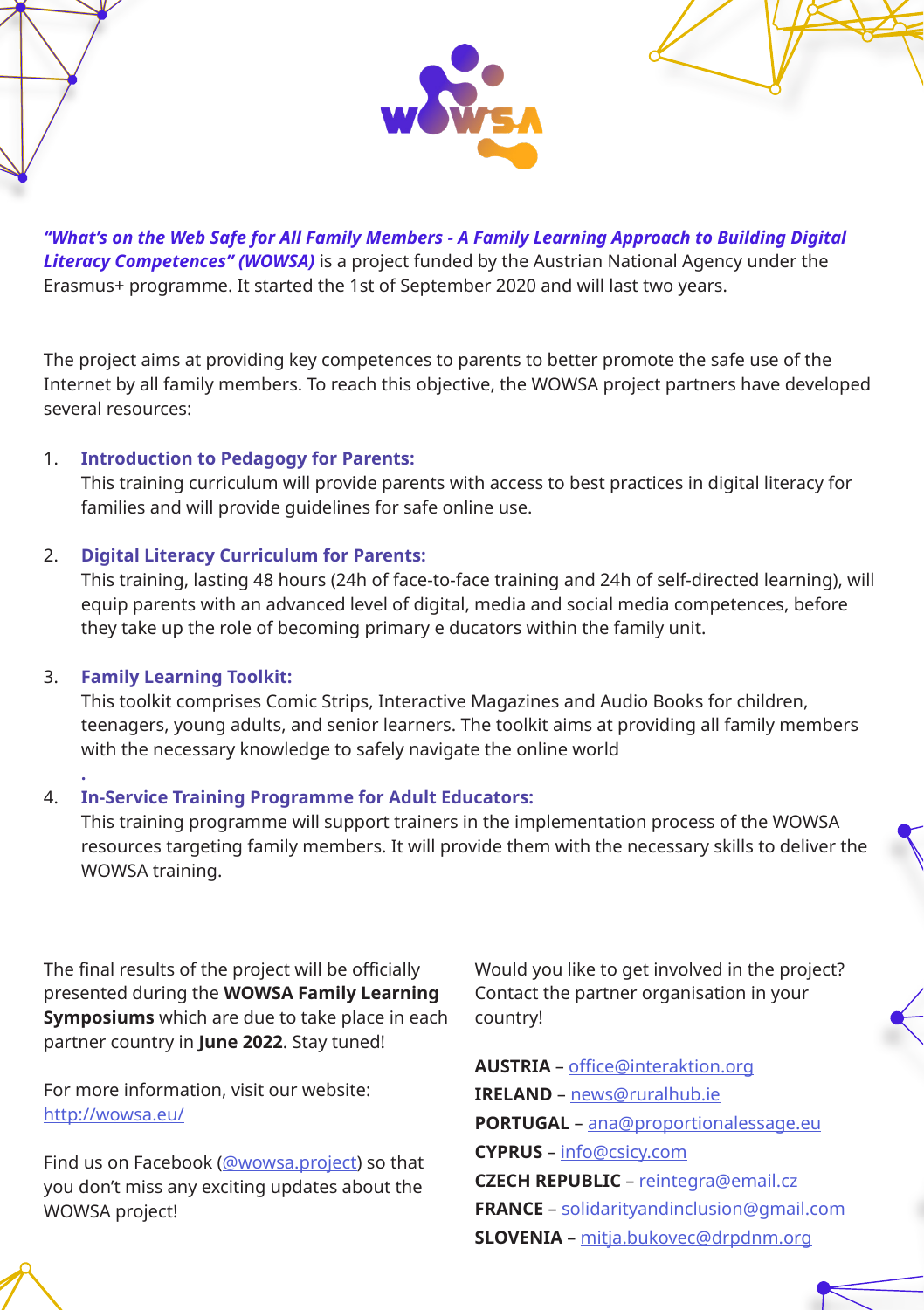***"What's on the Web Safe for All Family Members - A Family Learning Approach to Building Digital Literacy Competences" (WOWSA)*** is a project funded by the Austrian National Agency under the Erasmus+ programme. It started the 1st of September 2020 and will last two years.

The project aims at providing key competences to parents to better promote the safe use of the Internet by all family members. To reach this objective, the WOWSA project partners have developed several resources:

1. **Introduction to Pedagogy for Parents:**
   This training curriculum will provide parents with access to best practices in digital literacy for families and will provide guidelines for safe online use.

2. **Digital Literacy Curriculum for Parents:**
   This training, lasting 48 hours (24h of face-to-face training and 24h of self-directed learning), will equip parents with an advanced level of digital, media and social media competences, before they take up the role of becoming primary e ducators within the family unit.

3. **Family Learning Toolkit:**
   This toolkit comprises Comic Strips, Interactive Magazines and Audio Books for children, teenagers, young adults, and senior learners. The toolkit aims at providing all family members with the necessary knowledge to safely navigate the online world
   .

4. **In-Service Training Programme for Adult Educators:**
   This training programme will support trainers in the implementation process of the WOWSA resources targeting family members. It will provide them with the necessary skills to deliver the WOWSA training.

The final results of the project will be officially presented during the **WOWSA Family Learning Symposiums** which are due to take place in each partner country in **June 2022**. Stay tuned!

For more information, visit our website: http://wowsa.eu/

Find us on Facebook (@wowsa.project) so that you don't miss any exciting updates about the WOWSA project!

Would you like to get involved in the project? Contact the partner organisation in your country!

**AUSTRIA** – office@interaktion.org
**IRELAND** – news@ruralhub.ie
**PORTUGAL** – ana@proportionalessage.eu
**CYPRUS** – info@csicy.com
**CZECH REPUBLIC** – reintegra@email.cz
**FRANCE** – solidarityandinclusion@gmail.com
**SLOVENIA** – mitja.bukovec@drpdnm.org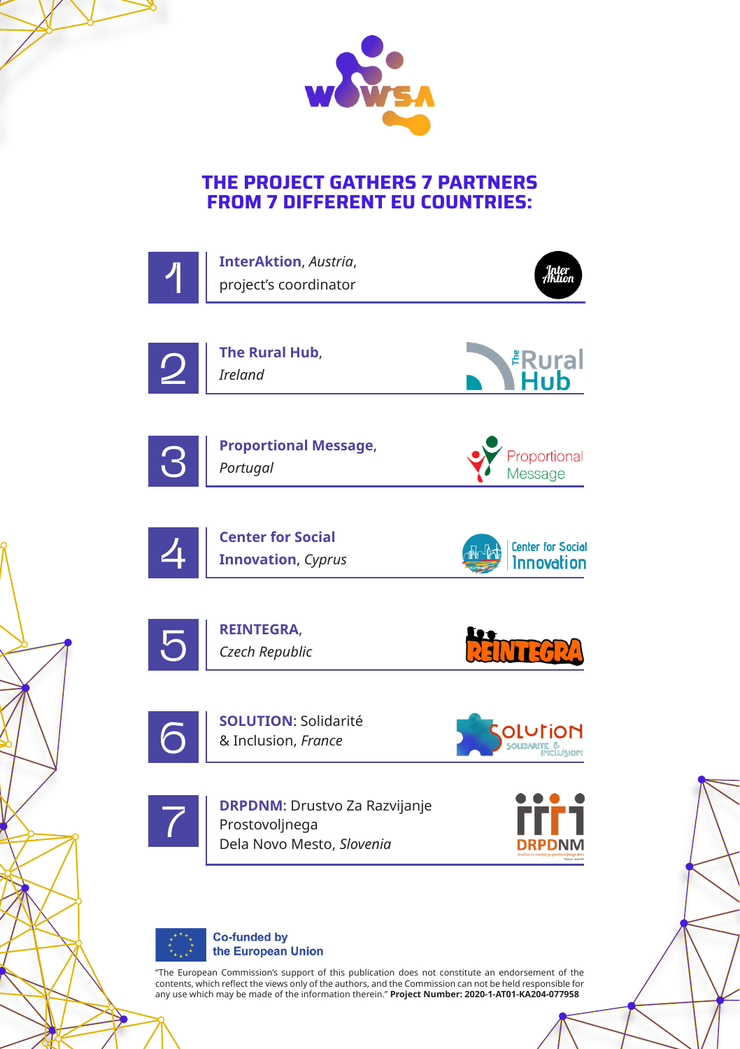## THE PROJECT GATHERS 7 PARTNERS FROM 7 DIFFERENT EU COUNTRIES:

1. **InterAktion**, *Austria*, project's coordinator
2. **The Rural Hub**, *Ireland*
3. **Proportional Message**, *Portugal*
4. **Center for Social Innovation**, *Cyprus*
5. **REINTEGRA**, *Czech Republic*
6. **SOLUTION**: Solidarité & Inclusion, *France*
7. **DRPDNM**: Drustvo Za Razvijanje Prostovoljnega Dela Novo Mesto, *Slovenia*

Co-funded by the European Union

"The European Commission's support of this publication does not constitute an endorsement of the contents, which reflect the views only of the authors, and the Commission can not be held responsible for any use which may be made of the information therein." **Project Number: 2020-1-AT01-KA204-077958**